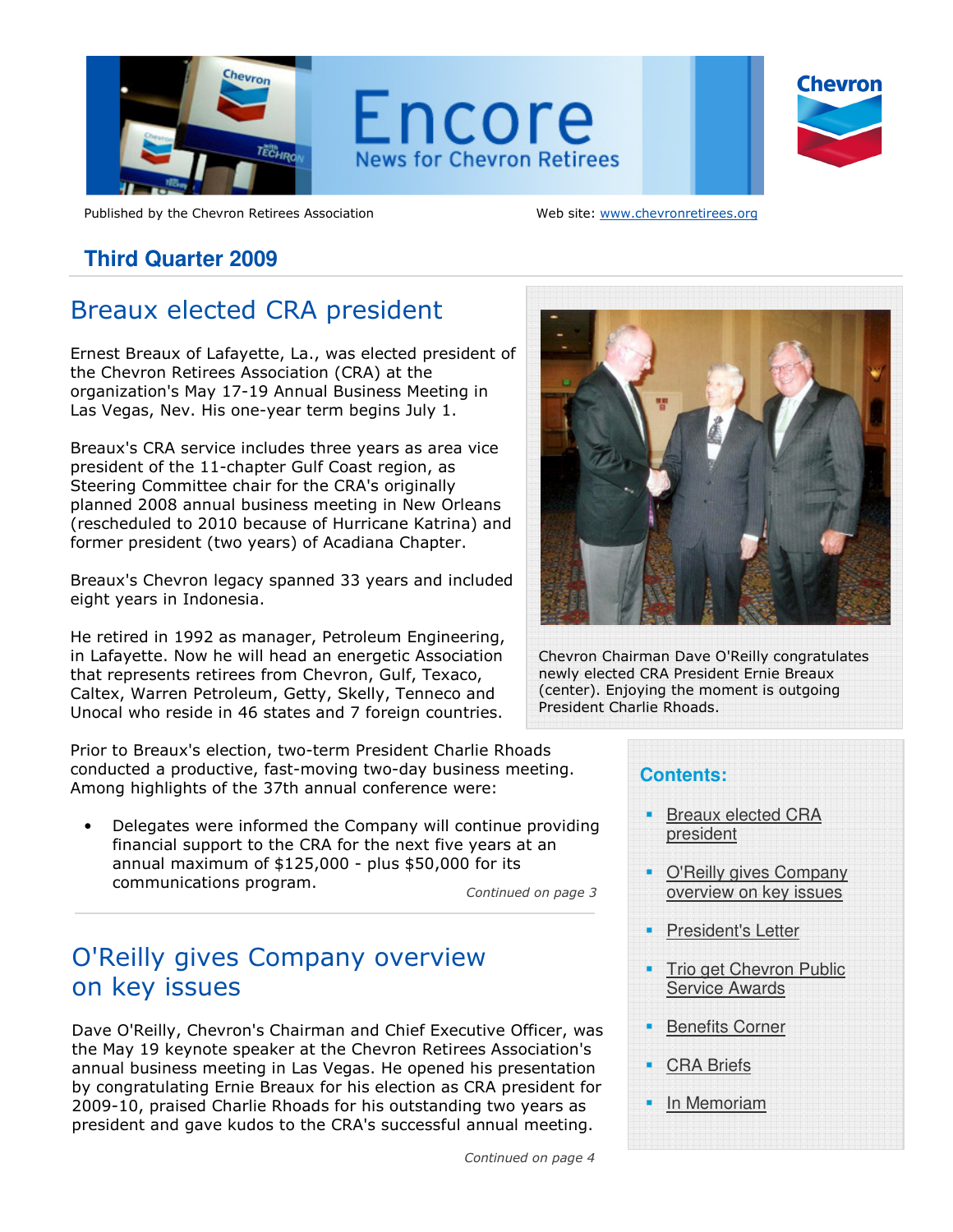# Encore

News for Chevron Retirees

Published by the Chevron Retirees Association

Web site: www.chevronretirees.org

**Third Quarter 2009**

## Breaux elected CRA president

Ernest Breaux of Lafayette, La., was elected president of the Chevron Retirees Association (CRA) at the organization's May 17-19 Annual Business Meeting in Las Vegas, Nev. His one-year term begins July 1.

Breaux's CRA service includes three years as area vice president of the 11-chapter Gulf Coast region, as Steering Committee chair for the CRA's originally planned 2008 annual business meeting in New Orleans (rescheduled to 2010 because of Hurricane Katrina) and former president (two years) of Acadiana Chapter.

Breaux's Chevron legacy spanned 33 years and included eight years in Indonesia.

He retired in 1992 as manager, Petroleum Engineering, in Lafayette. Now he will head an energetic Association that represents retirees from Chevron, Gulf, Texaco, Caltex, Warren Petroleum, Getty, Skelly, Tenneco and Unocal who reside in 46 states and 7 foreign countries.

Chevron Chairman Dave O'Reilly congratulates newly elected CRA President Ernie Breaux (center). Enjoying the moment is outgoing President Charlie Rhoads.

Prior to Breaux's election, two-term President Charlie Rhoads conducted a productive, fast-moving two-day business meeting. Among highlights of the 37th annual conference were:

- Delegates were informed the Company will continue providing financial support to the CRA for the next five years at an annual maximum of $125,000 - plus $50,000 for its communications program.

*Continued on page 3*

## O'Reilly gives Company overview on key issues

Dave O'Reilly, Chevron's Chairman and Chief Executive Officer, was the May 19 keynote speaker at the Chevron Retirees Association's annual business meeting in Las Vegas. He opened his presentation by congratulating Ernie Breaux for his election as CRA president for 2009-10, praised Charlie Rhoads for his outstanding two years as president and gave kudos to the CRA's successful annual meeting.

*Continued on page 4*

**Contents:**

- Breaux elected CRA president
- O'Reilly gives Company overview on key issues
- President's Letter
- Trio get Chevron Public Service Awards
- Benefits Corner
- CRA Briefs
- In Memoriam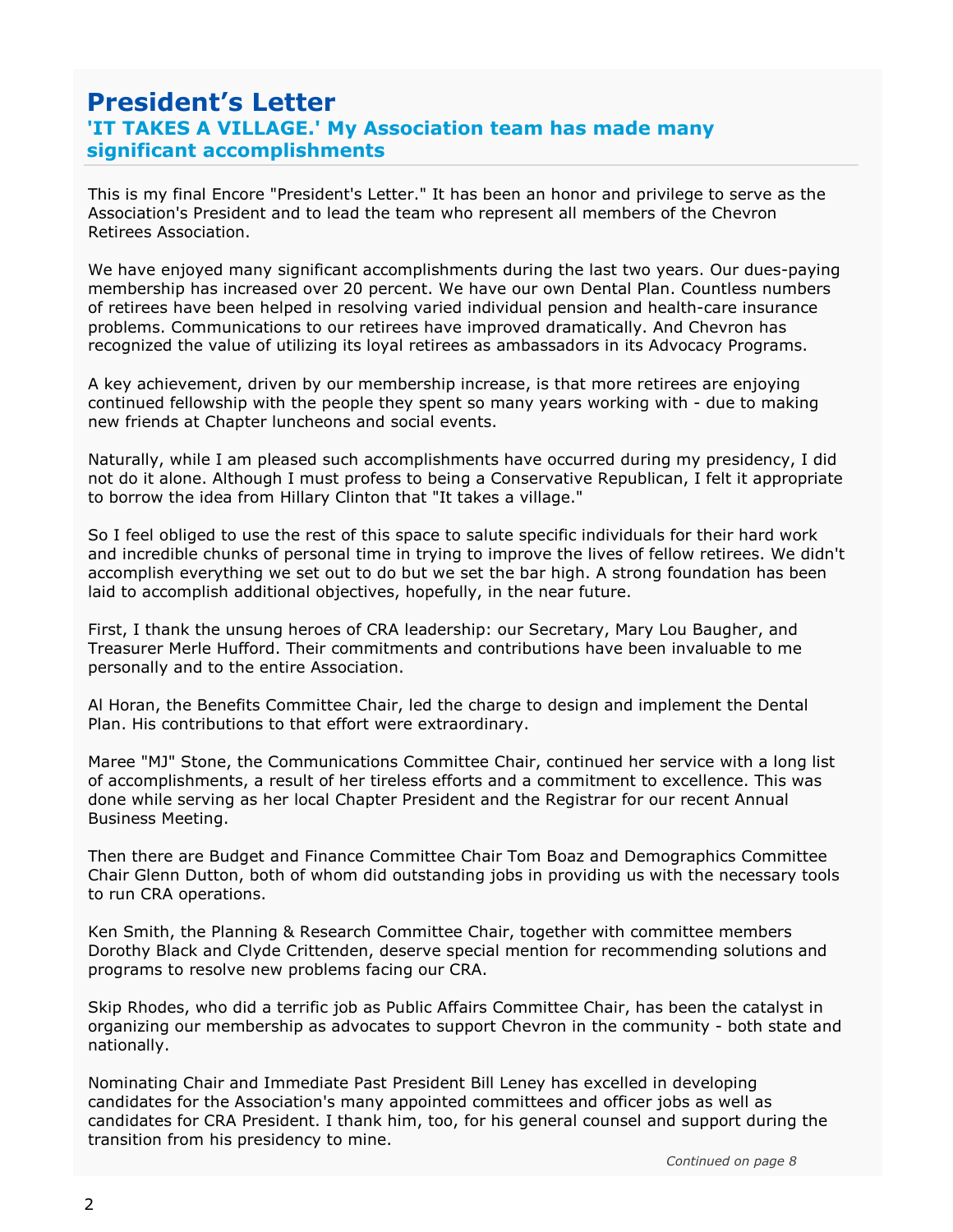# President's Letter

## 'IT TAKES A VILLAGE.' My Association team has made many significant accomplishments

This is my final Encore "President's Letter." It has been an honor and privilege to serve as the Association's President and to lead the team who represent all members of the Chevron Retirees Association.

We have enjoyed many significant accomplishments during the last two years. Our dues-paying membership has increased over 20 percent. We have our own Dental Plan. Countless numbers of retirees have been helped in resolving varied individual pension and health-care insurance problems. Communications to our retirees have improved dramatically. And Chevron has recognized the value of utilizing its loyal retirees as ambassadors in its Advocacy Programs.

A key achievement, driven by our membership increase, is that more retirees are enjoying continued fellowship with the people they spent so many years working with - due to making new friends at Chapter luncheons and social events.

Naturally, while I am pleased such accomplishments have occurred during my presidency, I did not do it alone. Although I must profess to being a Conservative Republican, I felt it appropriate to borrow the idea from Hillary Clinton that "It takes a village."

So I feel obliged to use the rest of this space to salute specific individuals for their hard work and incredible chunks of personal time in trying to improve the lives of fellow retirees. We didn't accomplish everything we set out to do but we set the bar high. A strong foundation has been laid to accomplish additional objectives, hopefully, in the near future.

First, I thank the unsung heroes of CRA leadership: our Secretary, Mary Lou Baugher, and Treasurer Merle Hufford. Their commitments and contributions have been invaluable to me personally and to the entire Association.

Al Horan, the Benefits Committee Chair, led the charge to design and implement the Dental Plan. His contributions to that effort were extraordinary.

Maree "MJ" Stone, the Communications Committee Chair, continued her service with a long list of accomplishments, a result of her tireless efforts and a commitment to excellence. This was done while serving as her local Chapter President and the Registrar for our recent Annual Business Meeting.

Then there are Budget and Finance Committee Chair Tom Boaz and Demographics Committee Chair Glenn Dutton, both of whom did outstanding jobs in providing us with the necessary tools to run CRA operations.

Ken Smith, the Planning & Research Committee Chair, together with committee members Dorothy Black and Clyde Crittenden, deserve special mention for recommending solutions and programs to resolve new problems facing our CRA.

Skip Rhodes, who did a terrific job as Public Affairs Committee Chair, has been the catalyst in organizing our membership as advocates to support Chevron in the community - both state and nationally.

Nominating Chair and Immediate Past President Bill Leney has excelled in developing candidates for the Association's many appointed committees and officer jobs as well as candidates for CRA President. I thank him, too, for his general counsel and support during the transition from his presidency to mine.

*Continued on page 8*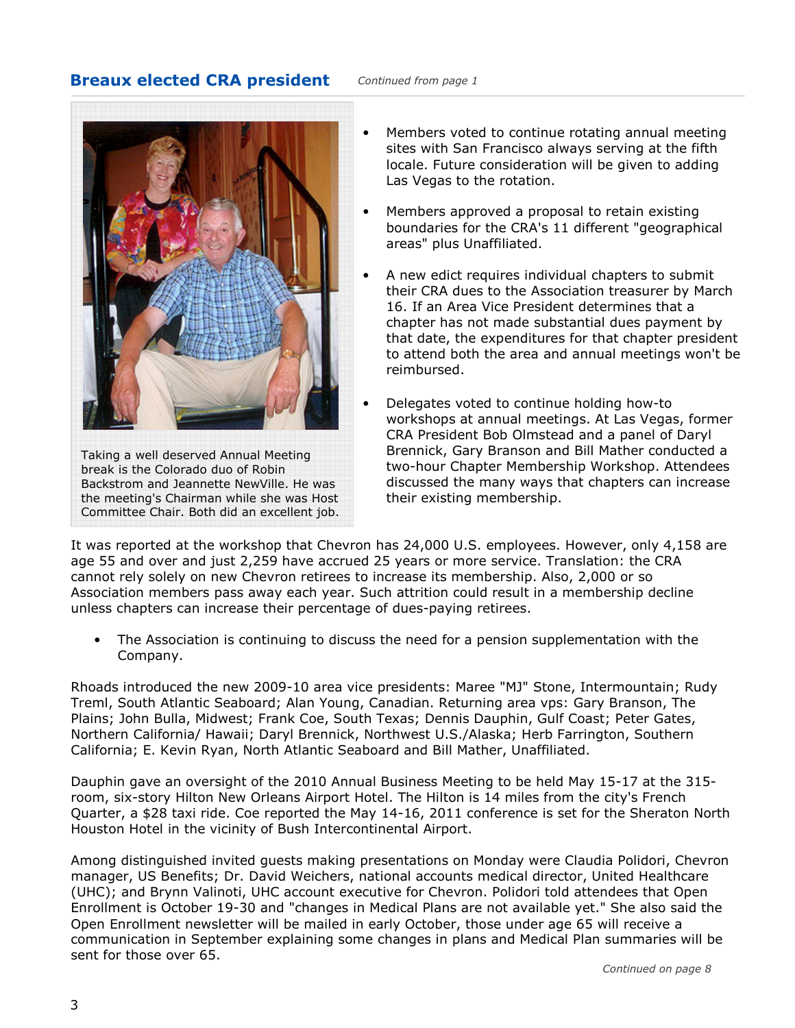## Breaux elected CRA president

*Continued from page 1*

Taking a well deserved Annual Meeting break is the Colorado duo of Robin Backstrom and Jeannette NewVille. He was the meeting's Chairman while she was Host Committee Chair. Both did an excellent job.

- Members voted to continue rotating annual meeting sites with San Francisco always serving at the fifth locale. Future consideration will be given to adding Las Vegas to the rotation.
- Members approved a proposal to retain existing boundaries for the CRA's 11 different "geographical areas" plus Unaffiliated.
- A new edict requires individual chapters to submit their CRA dues to the Association treasurer by March 16. If an Area Vice President determines that a chapter has not made substantial dues payment by that date, the expenditures for that chapter president to attend both the area and annual meetings won't be reimbursed.
- Delegates voted to continue holding how-to workshops at annual meetings. At Las Vegas, former CRA President Bob Olmstead and a panel of Daryl Brennick, Gary Branson and Bill Mather conducted a two-hour Chapter Membership Workshop. Attendees discussed the many ways that chapters can increase their existing membership.

It was reported at the workshop that Chevron has 24,000 U.S. employees. However, only 4,158 are age 55 and over and just 2,259 have accrued 25 years or more service. Translation: the CRA cannot rely solely on new Chevron retirees to increase its membership. Also, 2,000 or so Association members pass away each year. Such attrition could result in a membership decline unless chapters can increase their percentage of dues-paying retirees.

- The Association is continuing to discuss the need for a pension supplementation with the Company.

Rhoads introduced the new 2009-10 area vice presidents: Maree "MJ" Stone, Intermountain; Rudy Treml, South Atlantic Seaboard; Alan Young, Canadian. Returning area vps: Gary Branson, The Plains; John Bulla, Midwest; Frank Coe, South Texas; Dennis Dauphin, Gulf Coast; Peter Gates, Northern California/ Hawaii; Daryl Brennick, Northwest U.S./Alaska; Herb Farrington, Southern California; E. Kevin Ryan, North Atlantic Seaboard and Bill Mather, Unaffiliated.

Dauphin gave an oversight of the 2010 Annual Business Meeting to be held May 15-17 at the 315-room, six-story Hilton New Orleans Airport Hotel. The Hilton is 14 miles from the city's French Quarter, a $28 taxi ride. Coe reported the May 14-16, 2011 conference is set for the Sheraton North Houston Hotel in the vicinity of Bush Intercontinental Airport.

Among distinguished invited guests making presentations on Monday were Claudia Polidori, Chevron manager, US Benefits; Dr. David Weichers, national accounts medical director, United Healthcare (UHC); and Brynn Valinoti, UHC account executive for Chevron. Polidori told attendees that Open Enrollment is October 19-30 and "changes in Medical Plans are not available yet." She also said the Open Enrollment newsletter will be mailed in early October, those under age 65 will receive a communication in September explaining some changes in plans and Medical Plan summaries will be sent for those over 65.

*Continued on page 8*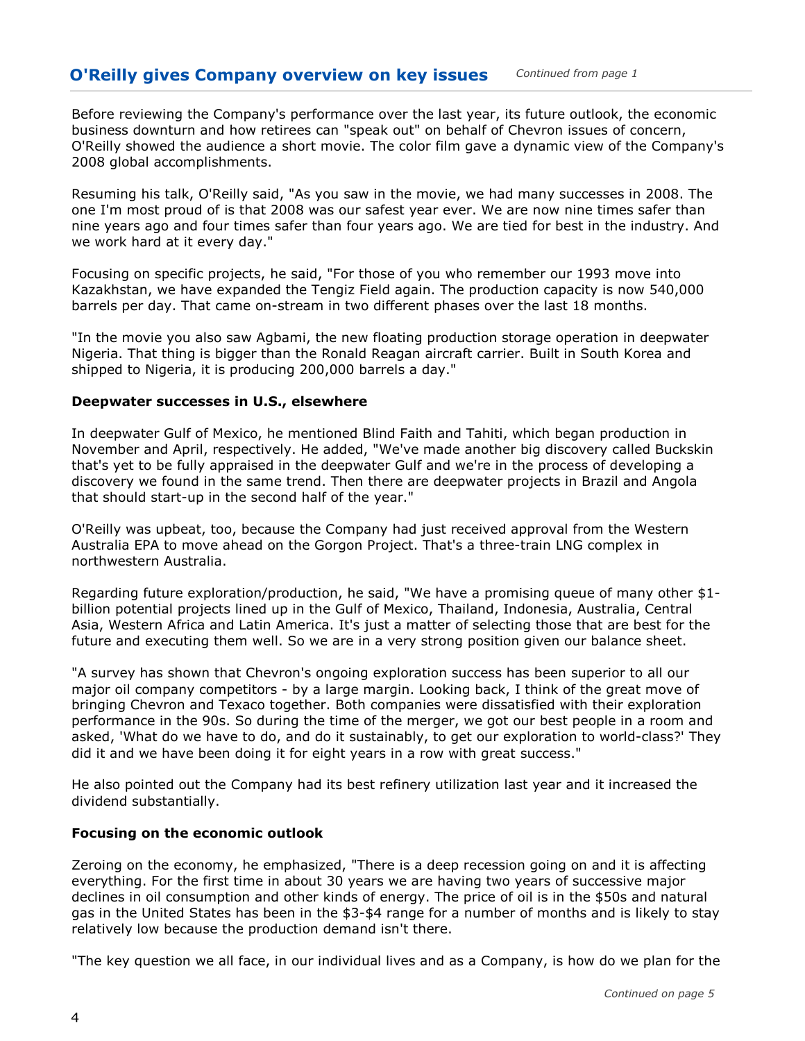## O'Reilly gives Company overview on key issues

*Continued from page 1*

Before reviewing the Company's performance over the last year, its future outlook, the economic business downturn and how retirees can "speak out" on behalf of Chevron issues of concern, O'Reilly showed the audience a short movie. The color film gave a dynamic view of the Company's 2008 global accomplishments.

Resuming his talk, O'Reilly said, "As you saw in the movie, we had many successes in 2008. The one I'm most proud of is that 2008 was our safest year ever. We are now nine times safer than nine years ago and four times safer than four years ago. We are tied for best in the industry. And we work hard at it every day."

Focusing on specific projects, he said, "For those of you who remember our 1993 move into Kazakhstan, we have expanded the Tengiz Field again. The production capacity is now 540,000 barrels per day. That came on-stream in two different phases over the last 18 months.

"In the movie you also saw Agbami, the new floating production storage operation in deepwater Nigeria. That thing is bigger than the Ronald Reagan aircraft carrier. Built in South Korea and shipped to Nigeria, it is producing 200,000 barrels a day."

### Deepwater successes in U.S., elsewhere

In deepwater Gulf of Mexico, he mentioned Blind Faith and Tahiti, which began production in November and April, respectively. He added, "We've made another big discovery called Buckskin that's yet to be fully appraised in the deepwater Gulf and we're in the process of developing a discovery we found in the same trend. Then there are deepwater projects in Brazil and Angola that should start-up in the second half of the year."

O'Reilly was upbeat, too, because the Company had just received approval from the Western Australia EPA to move ahead on the Gorgon Project. That's a three-train LNG complex in northwestern Australia.

Regarding future exploration/production, he said, "We have a promising queue of many other $1-billion potential projects lined up in the Gulf of Mexico, Thailand, Indonesia, Australia, Central Asia, Western Africa and Latin America. It's just a matter of selecting those that are best for the future and executing them well. So we are in a very strong position given our balance sheet.

"A survey has shown that Chevron's ongoing exploration success has been superior to all our major oil company competitors - by a large margin. Looking back, I think of the great move of bringing Chevron and Texaco together. Both companies were dissatisfied with their exploration performance in the 90s. So during the time of the merger, we got our best people in a room and asked, 'What do we have to do, and do it sustainably, to get our exploration to world-class?' They did it and we have been doing it for eight years in a row with great success."

He also pointed out the Company had its best refinery utilization last year and it increased the dividend substantially.

### Focusing on the economic outlook

Zeroing on the economy, he emphasized, "There is a deep recession going on and it is affecting everything. For the first time in about 30 years we are having two years of successive major declines in oil consumption and other kinds of energy. The price of oil is in the $50s and natural gas in the United States has been in the $3-$4 range for a number of months and is likely to stay relatively low because the production demand isn't there.

"The key question we all face, in our individual lives and as a Company, is how do we plan for the

*Continued on page 5*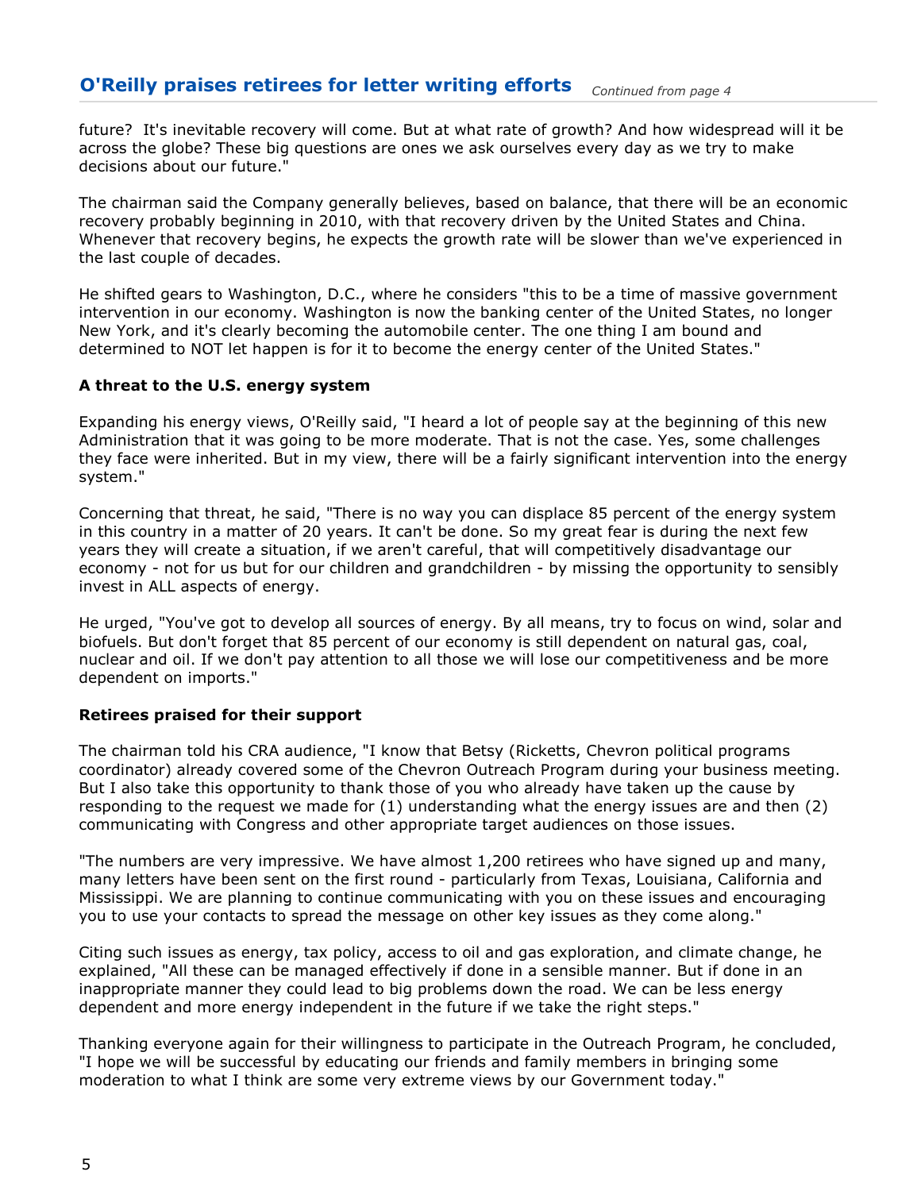## O'Reilly praises retirees for letter writing efforts *Continued from page 4*

future? It's inevitable recovery will come. But at what rate of growth? And how widespread will it be across the globe? These big questions are ones we ask ourselves every day as we try to make decisions about our future."

The chairman said the Company generally believes, based on balance, that there will be an economic recovery probably beginning in 2010, with that recovery driven by the United States and China. Whenever that recovery begins, he expects the growth rate will be slower than we've experienced in the last couple of decades.

He shifted gears to Washington, D.C., where he considers "this to be a time of massive government intervention in our economy. Washington is now the banking center of the United States, no longer New York, and it's clearly becoming the automobile center. The one thing I am bound and determined to NOT let happen is for it to become the energy center of the United States."

**A threat to the U.S. energy system**

Expanding his energy views, O'Reilly said, "I heard a lot of people say at the beginning of this new Administration that it was going to be more moderate. That is not the case. Yes, some challenges they face were inherited. But in my view, there will be a fairly significant intervention into the energy system."

Concerning that threat, he said, "There is no way you can displace 85 percent of the energy system in this country in a matter of 20 years. It can't be done. So my great fear is during the next few years they will create a situation, if we aren't careful, that will competitively disadvantage our economy - not for us but for our children and grandchildren - by missing the opportunity to sensibly invest in ALL aspects of energy.

He urged, "You've got to develop all sources of energy. By all means, try to focus on wind, solar and biofuels. But don't forget that 85 percent of our economy is still dependent on natural gas, coal, nuclear and oil. If we don't pay attention to all those we will lose our competitiveness and be more dependent on imports."

**Retirees praised for their support**

The chairman told his CRA audience, "I know that Betsy (Ricketts, Chevron political programs coordinator) already covered some of the Chevron Outreach Program during your business meeting. But I also take this opportunity to thank those of you who already have taken up the cause by responding to the request we made for (1) understanding what the energy issues are and then (2) communicating with Congress and other appropriate target audiences on those issues.

"The numbers are very impressive. We have almost 1,200 retirees who have signed up and many, many letters have been sent on the first round - particularly from Texas, Louisiana, California and Mississippi. We are planning to continue communicating with you on these issues and encouraging you to use your contacts to spread the message on other key issues as they come along."

Citing such issues as energy, tax policy, access to oil and gas exploration, and climate change, he explained, "All these can be managed effectively if done in a sensible manner. But if done in an inappropriate manner they could lead to big problems down the road. We can be less energy dependent and more energy independent in the future if we take the right steps."

Thanking everyone again for their willingness to participate in the Outreach Program, he concluded, "I hope we will be successful by educating our friends and family members in bringing some moderation to what I think are some very extreme views by our Government today."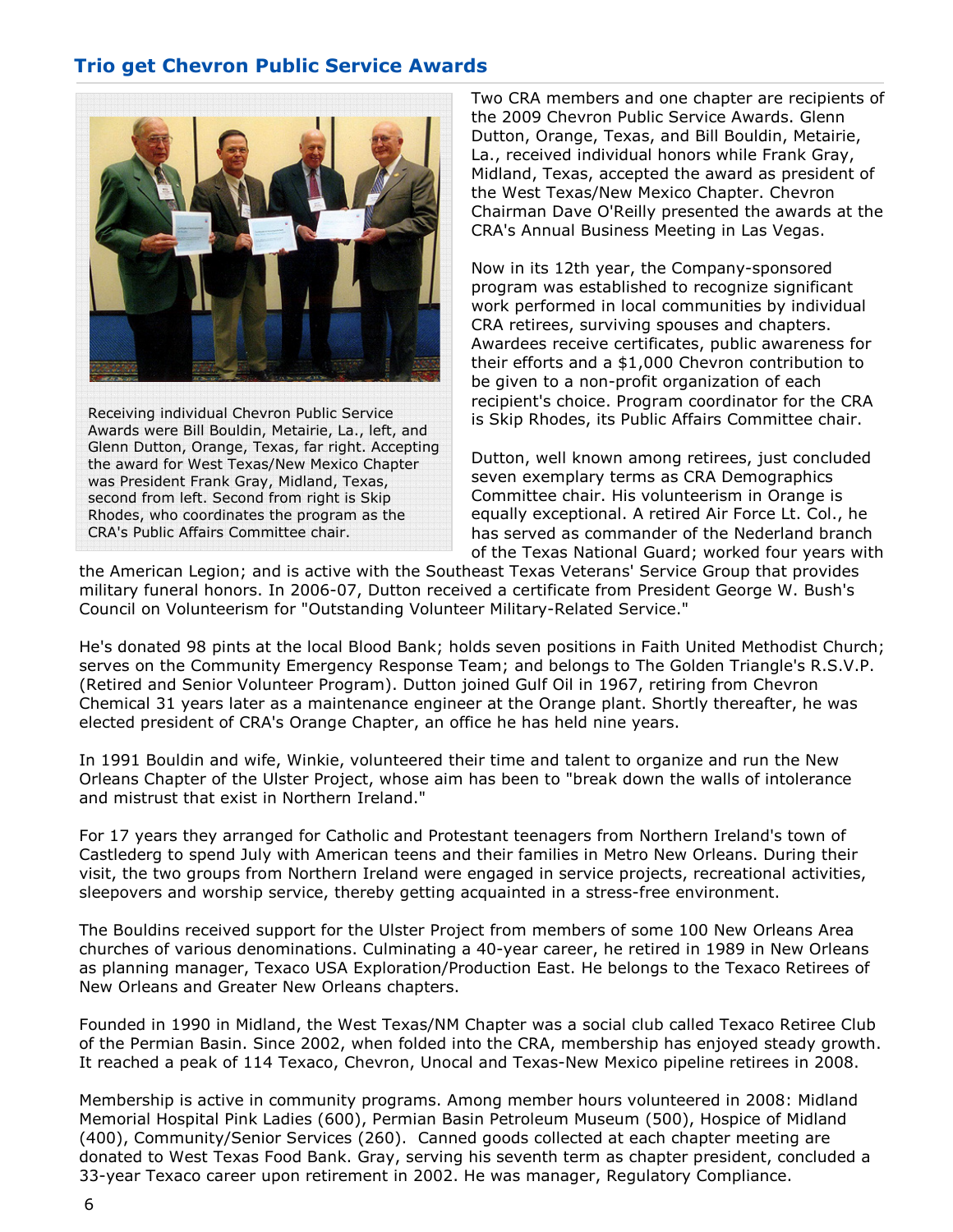## Trio get Chevron Public Service Awards

Receiving individual Chevron Public Service Awards were Bill Bouldin, Metairie, La., left, and Glenn Dutton, Orange, Texas, far right. Accepting the award for West Texas/New Mexico Chapter was President Frank Gray, Midland, Texas, second from left. Second from right is Skip Rhodes, who coordinates the program as the CRA's Public Affairs Committee chair.

Two CRA members and one chapter are recipients of the 2009 Chevron Public Service Awards. Glenn Dutton, Orange, Texas, and Bill Bouldin, Metairie, La., received individual honors while Frank Gray, Midland, Texas, accepted the award as president of the West Texas/New Mexico Chapter. Chevron Chairman Dave O'Reilly presented the awards at the CRA's Annual Business Meeting in Las Vegas.

Now in its 12th year, the Company-sponsored program was established to recognize significant work performed in local communities by individual CRA retirees, surviving spouses and chapters. Awardees receive certificates, public awareness for their efforts and a $1,000 Chevron contribution to be given to a non-profit organization of each recipient's choice. Program coordinator for the CRA is Skip Rhodes, its Public Affairs Committee chair.

Dutton, well known among retirees, just concluded seven exemplary terms as CRA Demographics Committee chair. His volunteerism in Orange is equally exceptional. A retired Air Force Lt. Col., he has served as commander of the Nederland branch of the Texas National Guard; worked four years with the American Legion; and is active with the Southeast Texas Veterans' Service Group that provides military funeral honors. In 2006-07, Dutton received a certificate from President George W. Bush's Council on Volunteerism for "Outstanding Volunteer Military-Related Service."

He's donated 98 pints at the local Blood Bank; holds seven positions in Faith United Methodist Church; serves on the Community Emergency Response Team; and belongs to The Golden Triangle's R.S.V.P. (Retired and Senior Volunteer Program). Dutton joined Gulf Oil in 1967, retiring from Chevron Chemical 31 years later as a maintenance engineer at the Orange plant. Shortly thereafter, he was elected president of CRA's Orange Chapter, an office he has held nine years.

In 1991 Bouldin and wife, Winkie, volunteered their time and talent to organize and run the New Orleans Chapter of the Ulster Project, whose aim has been to "break down the walls of intolerance and mistrust that exist in Northern Ireland."

For 17 years they arranged for Catholic and Protestant teenagers from Northern Ireland's town of Castlederg to spend July with American teens and their families in Metro New Orleans. During their visit, the two groups from Northern Ireland were engaged in service projects, recreational activities, sleepovers and worship service, thereby getting acquainted in a stress-free environment.

The Bouldins received support for the Ulster Project from members of some 100 New Orleans Area churches of various denominations. Culminating a 40-year career, he retired in 1989 in New Orleans as planning manager, Texaco USA Exploration/Production East. He belongs to the Texaco Retirees of New Orleans and Greater New Orleans chapters.

Founded in 1990 in Midland, the West Texas/NM Chapter was a social club called Texaco Retiree Club of the Permian Basin. Since 2002, when folded into the CRA, membership has enjoyed steady growth. It reached a peak of 114 Texaco, Chevron, Unocal and Texas-New Mexico pipeline retirees in 2008.

Membership is active in community programs. Among member hours volunteered in 2008: Midland Memorial Hospital Pink Ladies (600), Permian Basin Petroleum Museum (500), Hospice of Midland (400), Community/Senior Services (260). Canned goods collected at each chapter meeting are donated to West Texas Food Bank. Gray, serving his seventh term as chapter president, concluded a 33-year Texaco career upon retirement in 2002. He was manager, Regulatory Compliance.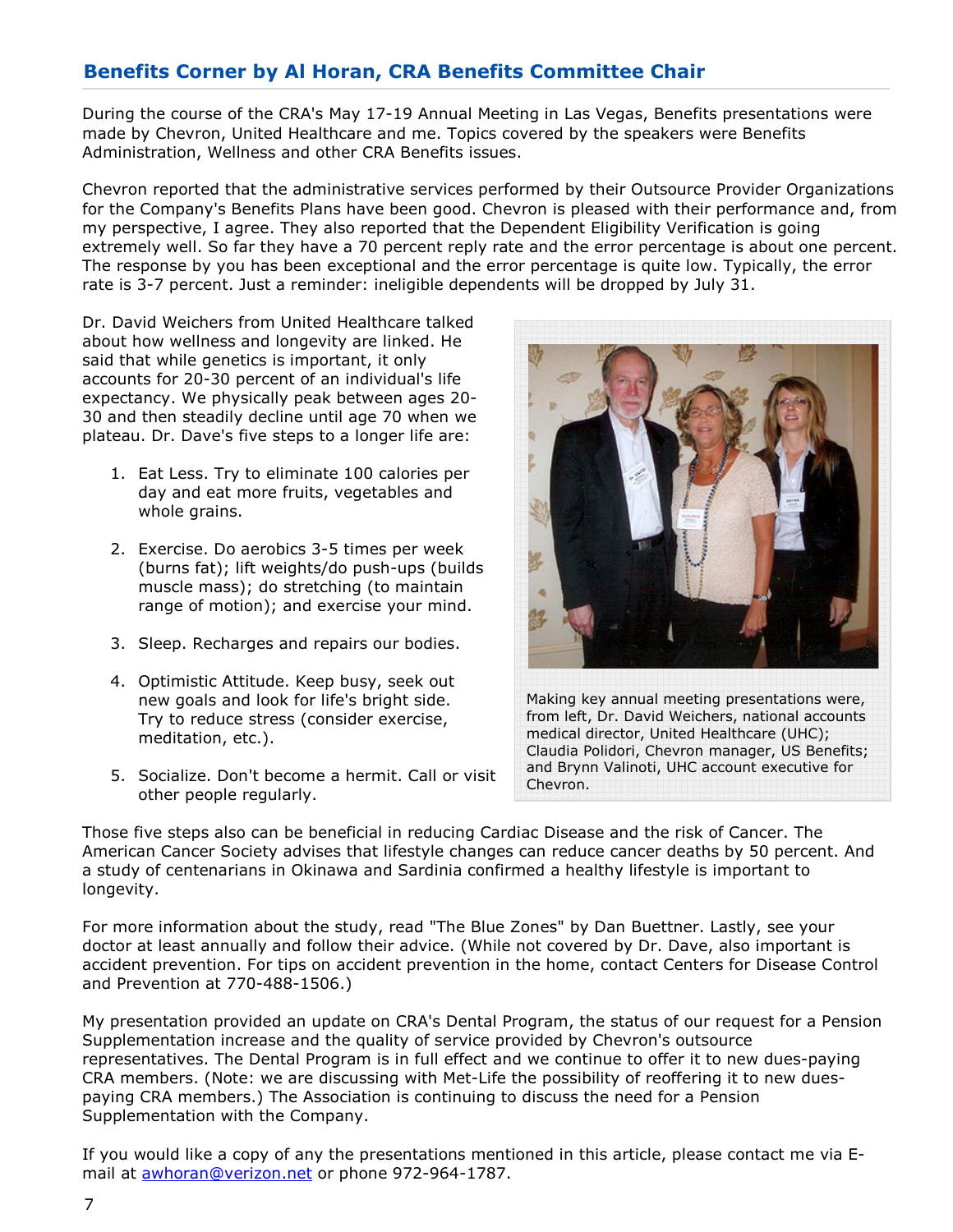## Benefits Corner by Al Horan, CRA Benefits Committee Chair

During the course of the CRA's May 17-19 Annual Meeting in Las Vegas, Benefits presentations were made by Chevron, United Healthcare and me. Topics covered by the speakers were Benefits Administration, Wellness and other CRA Benefits issues.

Chevron reported that the administrative services performed by their Outsource Provider Organizations for the Company's Benefits Plans have been good. Chevron is pleased with their performance and, from my perspective, I agree. They also reported that the Dependent Eligibility Verification is going extremely well. So far they have a 70 percent reply rate and the error percentage is about one percent. The response by you has been exceptional and the error percentage is quite low. Typically, the error rate is 3-7 percent. Just a reminder: ineligible dependents will be dropped by July 31.

Dr. David Weichers from United Healthcare talked about how wellness and longevity are linked. He said that while genetics is important, it only accounts for 20-30 percent of an individual's life expectancy. We physically peak between ages 20-30 and then steadily decline until age 70 when we plateau. Dr. Dave's five steps to a longer life are:

1. Eat Less. Try to eliminate 100 calories per day and eat more fruits, vegetables and whole grains.
2. Exercise. Do aerobics 3-5 times per week (burns fat); lift weights/do push-ups (builds muscle mass); do stretching (to maintain range of motion); and exercise your mind.
3. Sleep. Recharges and repairs our bodies.
4. Optimistic Attitude. Keep busy, seek out new goals and look for life's bright side. Try to reduce stress (consider exercise, meditation, etc.).
5. Socialize. Don't become a hermit. Call or visit other people regularly.

Making key annual meeting presentations were, from left, Dr. David Weichers, national accounts medical director, United Healthcare (UHC); Claudia Polidori, Chevron manager, US Benefits; and Brynn Valinoti, UHC account executive for Chevron.

Those five steps also can be beneficial in reducing Cardiac Disease and the risk of Cancer. The American Cancer Society advises that lifestyle changes can reduce cancer deaths by 50 percent. And a study of centenarians in Okinawa and Sardinia confirmed a healthy lifestyle is important to longevity.

For more information about the study, read "The Blue Zones" by Dan Buettner. Lastly, see your doctor at least annually and follow their advice. (While not covered by Dr. Dave, also important is accident prevention. For tips on accident prevention in the home, contact Centers for Disease Control and Prevention at 770-488-1506.)

My presentation provided an update on CRA's Dental Program, the status of our request for a Pension Supplementation increase and the quality of service provided by Chevron's outsource representatives. The Dental Program is in full effect and we continue to offer it to new dues-paying CRA members. (Note: we are discussing with Met-Life the possibility of reoffering it to new dues-paying CRA members.) The Association is continuing to discuss the need for a Pension Supplementation with the Company.

If you would like a copy of any the presentations mentioned in this article, please contact me via E-mail at [awhoran@verizon.net](mailto:awhoran@verizon.net) or phone 972-964-1787.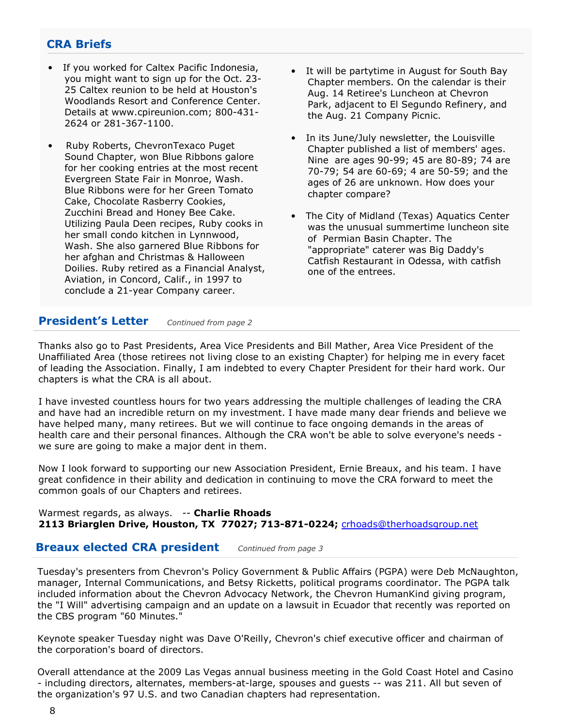## CRA Briefs

- If you worked for Caltex Pacific Indonesia, you might want to sign up for the Oct. 23-25 Caltex reunion to be held at Houston's Woodlands Resort and Conference Center. Details at www.cpireunion.com; 800-431-2624 or 281-367-1100.

- Ruby Roberts, ChevronTexaco Puget Sound Chapter, won Blue Ribbons galore for her cooking entries at the most recent Evergreen State Fair in Monroe, Wash. Blue Ribbons were for her Green Tomato Cake, Chocolate Rasberry Cookies, Zucchini Bread and Honey Bee Cake. Utilizing Paula Deen recipes, Ruby cooks in her small condo kitchen in Lynnwood, Wash. She also garnered Blue Ribbons for her afghan and Christmas & Halloween Doilies. Ruby retired as a Financial Analyst, Aviation, in Concord, Calif., in 1997 to conclude a 21-year Company career.

- It will be partytime in August for South Bay Chapter members. On the calendar is their Aug. 14 Retiree's Luncheon at Chevron Park, adjacent to El Segundo Refinery, and the Aug. 21 Company Picnic.

- In its June/July newsletter, the Louisville Chapter published a list of members' ages. Nine are ages 90-99; 45 are 80-89; 74 are 70-79; 54 are 60-69; 4 are 50-59; and the ages of 26 are unknown. How does your chapter compare?

- The City of Midland (Texas) Aquatics Center was the unusual summertime luncheon site of Permian Basin Chapter. The "appropriate" caterer was Big Daddy's Catfish Restaurant in Odessa, with catfish one of the entrees.

## President's Letter

*Continued from page 2*

Thanks also go to Past Presidents, Area Vice Presidents and Bill Mather, Area Vice President of the Unaffiliated Area (those retirees not living close to an existing Chapter) for helping me in every facet of leading the Association. Finally, I am indebted to every Chapter President for their hard work. Our chapters is what the CRA is all about.

I have invested countless hours for two years addressing the multiple challenges of leading the CRA and have had an incredible return on my investment. I have made many dear friends and believe we have helped many, many retirees. But we will continue to face ongoing demands in the areas of health care and their personal finances. Although the CRA won't be able to solve everyone's needs - we sure are going to make a major dent in them.

Now I look forward to supporting our new Association President, Ernie Breaux, and his team. I have great confidence in their ability and dedication in continuing to move the CRA forward to meet the common goals of our Chapters and retirees.

Warmest regards, as always. -- **Charlie Rhoads**
**2113 Briarglen Drive, Houston, TX 77027; 713-871-0224;** crhoads@therhoadsgroup.net

## Breaux elected CRA president

*Continued from page 3*

Tuesday's presenters from Chevron's Policy Government & Public Affairs (PGPA) were Deb McNaughton, manager, Internal Communications, and Betsy Ricketts, political programs coordinator. The PGPA talk included information about the Chevron Advocacy Network, the Chevron HumanKind giving program, the "I Will" advertising campaign and an update on a lawsuit in Ecuador that recently was reported on the CBS program "60 Minutes."

Keynote speaker Tuesday night was Dave O'Reilly, Chevron's chief executive officer and chairman of the corporation's board of directors.

Overall attendance at the 2009 Las Vegas annual business meeting in the Gold Coast Hotel and Casino - including directors, alternates, members-at-large, spouses and guests -- was 211. All but seven of the organization's 97 U.S. and two Canadian chapters had representation.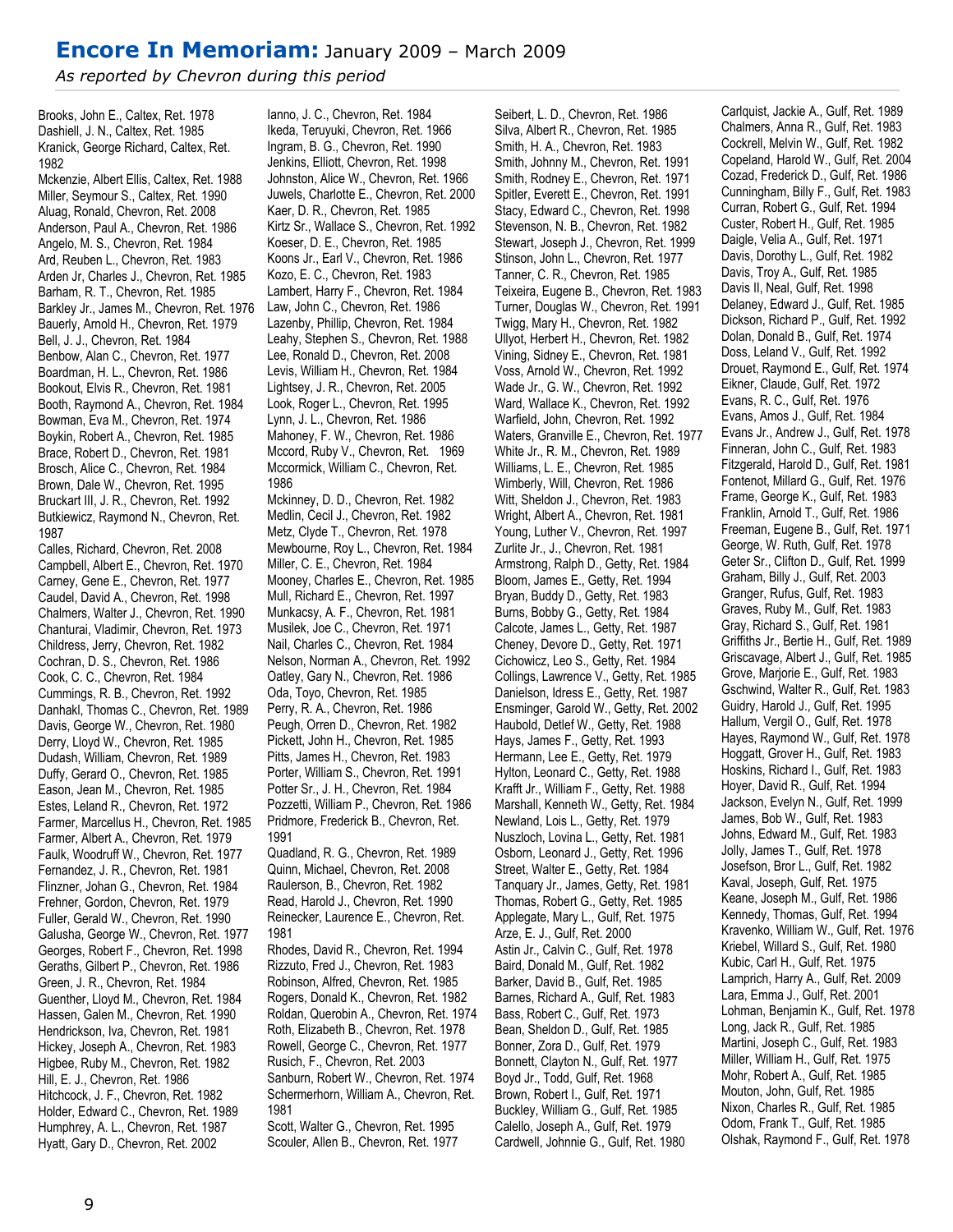## **Encore In Memoriam:** January 2009 – March 2009

*As reported by Chevron during this period*

Brooks, John E., Caltex, Ret. 1978
Dashiell, J. N., Caltex, Ret. 1985
Kranick, George Richard, Caltex, Ret. 1982
Mckenzie, Albert Ellis, Caltex, Ret. 1988
Miller, Seymour S., Caltex, Ret. 1990
Aluag, Ronald, Chevron, Ret. 2008
Anderson, Paul A., Chevron, Ret. 1986
Angelo, M. S., Chevron, Ret. 1984
Ard, Reuben L., Chevron, Ret. 1983
Arden Jr, Charles J., Chevron, Ret. 1985
Barham, R. T., Chevron, Ret. 1985
Barkley Jr., James M., Chevron, Ret. 1976
Bauerly, Arnold H., Chevron, Ret. 1979
Bell, J. J., Chevron, Ret. 1984
Benbow, Alan C., Chevron, Ret. 1977
Boardman, H. L., Chevron, Ret. 1986
Bookout, Elvis R., Chevron, Ret. 1981
Booth, Raymond A., Chevron, Ret. 1984
Bowman, Eva M., Chevron, Ret. 1974
Boykin, Robert A., Chevron, Ret. 1985
Brace, Robert D., Chevron, Ret. 1981
Brosch, Alice C., Chevron, Ret. 1984
Brown, Dale W., Chevron, Ret. 1995
Bruckart III, J. R., Chevron, Ret. 1992
Butkiewicz, Raymond N., Chevron, Ret. 1987
Calles, Richard, Chevron, Ret. 2008
Campbell, Albert E., Chevron, Ret. 1970
Carney, Gene E., Chevron, Ret. 1977
Caudel, David A., Chevron, Ret. 1998
Chalmers, Walter J., Chevron, Ret. 1990
Chanturai, Vladimir, Chevron, Ret. 1973
Childress, Jerry, Chevron, Ret. 1982
Cochran, D. S., Chevron, Ret. 1986
Cook, C. C., Chevron, Ret. 1984
Cummings, R. B., Chevron, Ret. 1992
Danhakl, Thomas C., Chevron, Ret. 1989
Davis, George W., Chevron, Ret. 1980
Derry, Lloyd W., Chevron, Ret. 1985
Dudash, William, Chevron, Ret. 1989
Duffy, Gerard O., Chevron, Ret. 1985
Eason, Jean M., Chevron, Ret. 1985
Estes, Leland R., Chevron, Ret. 1972
Farmer, Marcellus H., Chevron, Ret. 1985
Farmer, Albert A., Chevron, Ret. 1979
Faulk, Woodruff W., Chevron, Ret. 1977
Fernandez, J. R., Chevron, Ret. 1981
Flinzner, Johan G., Chevron, Ret. 1984
Frehner, Gordon, Chevron, Ret. 1979
Fuller, Gerald W., Chevron, Ret. 1990
Galusha, George W., Chevron, Ret. 1977
Georges, Robert F., Chevron, Ret. 1998
Geraths, Gilbert P., Chevron, Ret. 1986
Green, J. R., Chevron, Ret. 1984
Guenther, Lloyd M., Chevron, Ret. 1984
Hassen, Galen M., Chevron, Ret. 1990
Hendrickson, Iva, Chevron, Ret. 1981
Hickey, Joseph A., Chevron, Ret. 1983
Higbee, Ruby M., Chevron, Ret. 1982
Hill, E. J., Chevron, Ret. 1986
Hitchcock, J. F., Chevron, Ret. 1982
Holder, Edward C., Chevron, Ret. 1989
Humphrey, A. L., Chevron, Ret. 1987
Hyatt, Gary D., Chevron, Ret. 2002
Ianno, J. C., Chevron, Ret. 1984
Ikeda, Teruyuki, Chevron, Ret. 1966
Ingram, B. G., Chevron, Ret. 1990
Jenkins, Elliott, Chevron, Ret. 1998
Johnston, Alice W., Chevron, Ret. 1966
Juwels, Charlotte E., Chevron, Ret. 2000
Kaer, D. R., Chevron, Ret. 1985
Kirtz Sr., Wallace S., Chevron, Ret. 1992
Koeser, D. E., Chevron, Ret. 1985
Koons Jr., Earl V., Chevron, Ret. 1986
Kozo, E. C., Chevron, Ret. 1983
Lambert, Harry F., Chevron, Ret. 1984
Law, John C., Chevron, Ret. 1986
Lazenby, Phillip, Chevron, Ret. 1984
Leahy, Stephen S., Chevron, Ret. 1988
Lee, Ronald D., Chevron, Ret. 2008
Levis, William H., Chevron, Ret. 1984
Lightsey, J. R., Chevron, Ret. 2005
Look, Roger L., Chevron, Ret. 1995
Lynn, J. L., Chevron, Ret. 1986
Mahoney, F. W., Chevron, Ret. 1986
Mccord, Ruby V., Chevron, Ret. 1969
Mccormick, William C., Chevron, Ret. 1986
Mckinney, D. D., Chevron, Ret. 1982
Medlin, Cecil J., Chevron, Ret. 1982
Metz, Clyde T., Chevron, Ret. 1978
Mewbourne, Roy L., Chevron, Ret. 1984
Miller, C. E., Chevron, Ret. 1984
Mooney, Charles E., Chevron, Ret. 1985
Mull, Richard E., Chevron, Ret. 1997
Munkacsy, A. F., Chevron, Ret. 1981
Musilek, Joe C., Chevron, Ret. 1971
Nail, Charles C., Chevron, Ret. 1984
Nelson, Norman A., Chevron, Ret. 1992
Oatley, Gary N., Chevron, Ret. 1986
Oda, Toyo, Chevron, Ret. 1985
Perry, R. A., Chevron, Ret. 1986
Peugh, Orren D., Chevron, Ret. 1982
Pickett, John H., Chevron, Ret. 1985
Pitts, James H., Chevron, Ret. 1983
Porter, William S., Chevron, Ret. 1991
Potter Sr., J. H., Chevron, Ret. 1984
Pozzetti, William P., Chevron, Ret. 1986
Pridmore, Frederick B., Chevron, Ret. 1991
Quadland, R. G., Chevron, Ret. 1989
Quinn, Michael, Chevron, Ret. 2008
Raulerson, B., Chevron, Ret. 1982
Read, Harold J., Chevron, Ret. 1990
Reinecker, Laurence E., Chevron, Ret. 1981
Rhodes, David R., Chevron, Ret. 1994
Rizzuto, Fred J., Chevron, Ret. 1983
Robinson, Alfred, Chevron, Ret. 1985
Rogers, Donald K., Chevron, Ret. 1982
Roldan, Querobin A., Chevron, Ret. 1974
Roth, Elizabeth B., Chevron, Ret. 1978
Rowell, George C., Chevron, Ret. 1977
Rusich, F., Chevron, Ret. 2003
Sanburn, Robert W., Chevron, Ret. 1974
Schermerhorn, William A., Chevron, Ret. 1981
Scott, Walter G., Chevron, Ret. 1995
Scouler, Allen B., Chevron, Ret. 1977
Seibert, L. D., Chevron, Ret. 1986
Silva, Albert R., Chevron, Ret. 1985
Smith, H. A., Chevron, Ret. 1983
Smith, Johnny M., Chevron, Ret. 1991
Smith, Rodney E., Chevron, Ret. 1971
Spitler, Everett E., Chevron, Ret. 1991
Stacy, Edward C., Chevron, Ret. 1998
Stevenson, N. B., Chevron, Ret. 1982
Stewart, Joseph J., Chevron, Ret. 1999
Stinson, John L., Chevron, Ret. 1977
Tanner, C. R., Chevron, Ret. 1985
Teixeira, Eugene B., Chevron, Ret. 1983
Turner, Douglas W., Chevron, Ret. 1991
Twigg, Mary H., Chevron, Ret. 1982
Ullyot, Herbert H., Chevron, Ret. 1982
Vining, Sidney E., Chevron, Ret. 1981
Voss, Arnold W., Chevron, Ret. 1992
Wade Jr., G. W., Chevron, Ret. 1992
Ward, Wallace K., Chevron, Ret. 1992
Warfield, John, Chevron, Ret. 1992
Waters, Granville E., Chevron, Ret. 1977
White Jr., R. M., Chevron, Ret. 1989
Williams, L. E., Chevron, Ret. 1985
Wimberly, Will, Chevron, Ret. 1986
Witt, Sheldon J., Chevron, Ret. 1983
Wright, Albert A., Chevron, Ret. 1981
Young, Luther V., Chevron, Ret. 1997
Zurlite Jr., J., Chevron, Ret. 1981
Armstrong, Ralph D., Getty, Ret. 1984
Bloom, James E., Getty, Ret. 1994
Bryan, Buddy D., Getty, Ret. 1983
Burns, Bobby G., Getty, Ret. 1984
Calcote, James L., Getty, Ret. 1987
Cheney, Devore D., Getty, Ret. 1971
Cichowicz, Leo S., Getty, Ret. 1984
Collings, Lawrence V., Getty, Ret. 1985
Danielson, Idress E., Getty, Ret. 1987
Ensminger, Garold W., Getty, Ret. 2002
Haubold, Detlef W., Getty, Ret. 1988
Hays, James F., Getty, Ret. 1993
Hermann, Lee E., Getty, Ret. 1979
Hylton, Leonard C., Getty, Ret. 1988
Krafft Jr., William F., Getty, Ret. 1988
Marshall, Kenneth W., Getty, Ret. 1984
Newland, Lois L., Getty, Ret. 1979
Nuszloch, Lovina L., Getty, Ret. 1981
Osborn, Leonard J., Getty, Ret. 1996
Street, Walter E., Getty, Ret. 1984
Tanquary Jr., James, Getty, Ret. 1981
Thomas, Robert G., Getty, Ret. 1985
Applegate, Mary L., Gulf, Ret. 1975
Arze, E. J., Gulf, Ret. 2000
Astin Jr., Calvin C., Gulf, Ret. 1978
Baird, Donald M., Gulf, Ret. 1982
Barker, David B., Gulf, Ret. 1985
Barnes, Richard A., Gulf, Ret. 1983
Bass, Robert C., Gulf, Ret. 1973
Bean, Sheldon D., Gulf, Ret. 1985
Bonner, Zora D., Gulf, Ret. 1979
Bonnett, Clayton N., Gulf, Ret. 1977
Boyd Jr., Todd, Gulf, Ret. 1968
Brown, Robert I., Gulf, Ret. 1971
Buckley, William G., Gulf, Ret. 1985
Calello, Joseph A., Gulf, Ret. 1979
Cardwell, Johnnie G., Gulf, Ret. 1980
Carlquist, Jackie A., Gulf, Ret. 1989
Chalmers, Anna R., Gulf, Ret. 1983
Cockrell, Melvin W., Gulf, Ret. 1982
Copeland, Harold W., Gulf, Ret. 2004
Cozad, Frederick D., Gulf, Ret. 1986
Cunningham, Billy F., Gulf, Ret. 1983
Curran, Robert G., Gulf, Ret. 1994
Custer, Robert H., Gulf, Ret. 1985
Daigle, Velia A., Gulf, Ret. 1971
Davis, Dorothy L., Gulf, Ret. 1982
Davis, Troy A., Gulf, Ret. 1985
Davis II, Neal, Gulf, Ret. 1998
Delaney, Edward J., Gulf, Ret. 1985
Dickson, Richard P., Gulf, Ret. 1992
Dolan, Donald B., Gulf, Ret. 1974
Doss, Leland V., Gulf, Ret. 1992
Drouet, Raymond E., Gulf, Ret. 1974
Eikner, Claude, Gulf, Ret. 1972
Evans, R. C., Gulf, Ret. 1976
Evans, Amos J., Gulf, Ret. 1984
Evans Jr., Andrew J., Gulf, Ret. 1978
Finneran, John C., Gulf, Ret. 1983
Fitzgerald, Harold D., Gulf, Ret. 1981
Fontenot, Millard G., Gulf, Ret. 1976
Frame, George K., Gulf, Ret. 1983
Franklin, Arnold T., Gulf, Ret. 1986
Freeman, Eugene B., Gulf, Ret. 1971
George, W. Ruth, Gulf, Ret. 1978
Geter Sr., Clifton D., Gulf, Ret. 1999
Graham, Billy J., Gulf, Ret. 2003
Granger, Rufus, Gulf, Ret. 1983
Graves, Ruby M., Gulf, Ret. 1983
Gray, Richard S., Gulf, Ret. 1981
Griffiths Jr., Bertie H., Gulf, Ret. 1989
Griscavage, Albert J., Gulf, Ret. 1985
Grove, Marjorie E., Gulf, Ret. 1983
Gschwind, Walter R., Gulf, Ret. 1983
Guidry, Harold J., Gulf, Ret. 1995
Hallum, Vergil O., Gulf, Ret. 1978
Hayes, Raymond W., Gulf, Ret. 1978
Hoggatt, Grover H., Gulf, Ret. 1983
Hoskins, Richard I., Gulf, Ret. 1983
Hoyer, David R., Gulf, Ret. 1994
Jackson, Evelyn N., Gulf, Ret. 1999
James, Bob W., Gulf, Ret. 1983
Johns, Edward M., Gulf, Ret. 1983
Jolly, James T., Gulf, Ret. 1978
Josefson, Bror L., Gulf, Ret. 1982
Kaval, Joseph, Gulf, Ret. 1975
Keane, Joseph M., Gulf, Ret. 1986
Kennedy, Thomas, Gulf, Ret. 1994
Kravenko, William W., Gulf, Ret. 1976
Kriebel, Willard S., Gulf, Ret. 1980
Kubic, Carl H., Gulf, Ret. 1975
Lamprich, Harry A., Gulf, Ret. 2009
Lara, Emma J., Gulf, Ret. 2001
Lohman, Benjamin K., Gulf, Ret. 1978
Long, Jack R., Gulf, Ret. 1985
Martini, Joseph C., Gulf, Ret. 1983
Miller, William H., Gulf, Ret. 1975
Mohr, Robert A., Gulf, Ret. 1985
Mouton, John, Gulf, Ret. 1985
Nixon, Charles R., Gulf, Ret. 1985
Odom, Frank T., Gulf, Ret. 1985
Olshak, Raymond F., Gulf, Ret. 1978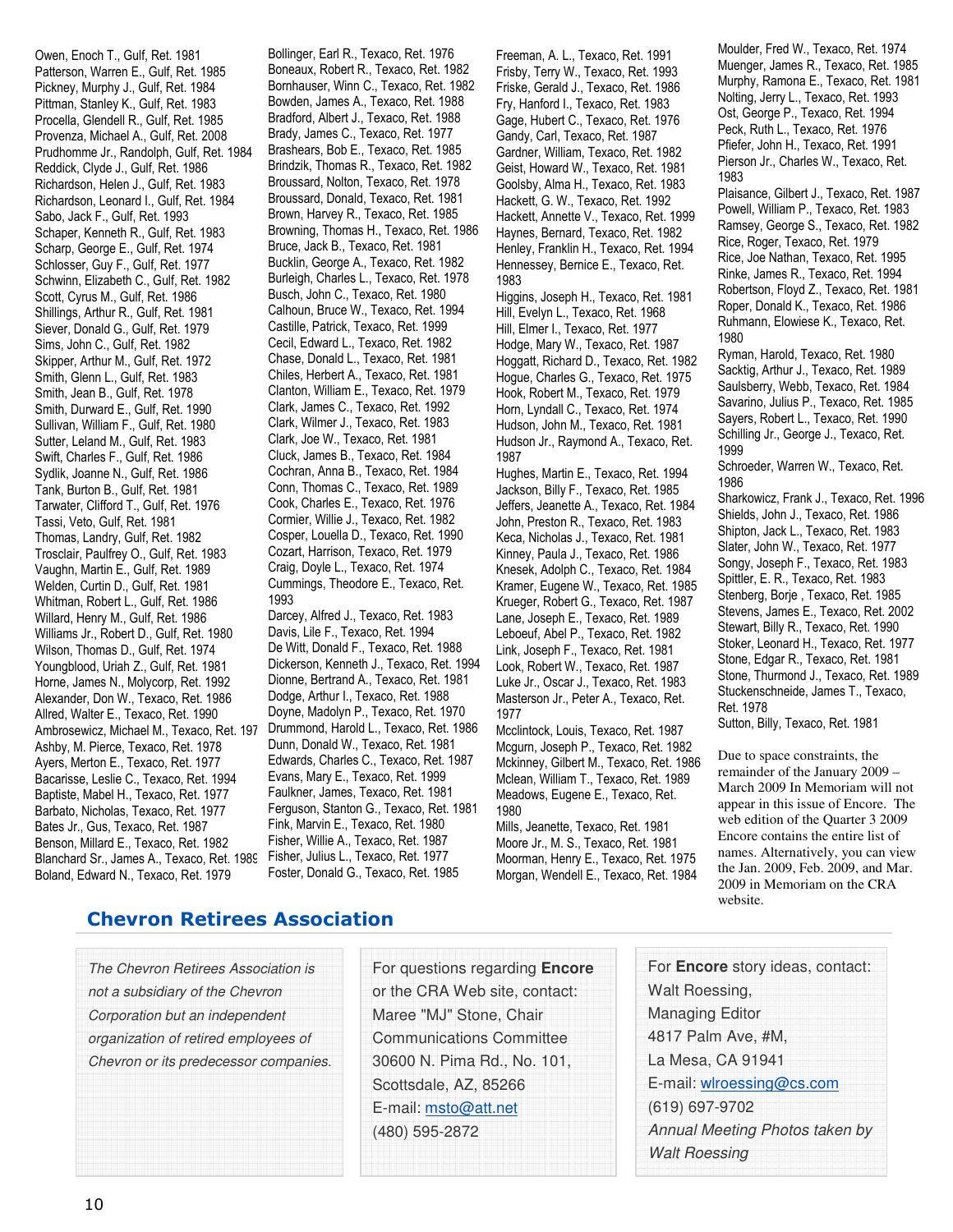Owen, Enoch T., Gulf, Ret. 1981
Patterson, Warren E., Gulf, Ret. 1985
Pickney, Murphy J., Gulf, Ret. 1984
Pittman, Stanley K., Gulf, Ret. 1983
Procella, Glendell R., Gulf, Ret. 1985
Provenza, Michael A., Gulf, Ret. 2008
Prudhomme Jr., Randolph, Gulf, Ret. 1984
Reddick, Clyde J., Gulf, Ret. 1986
Richardson, Helen J., Gulf, Ret. 1983
Richardson, Leonard I., Gulf, Ret. 1984
Sabo, Jack F., Gulf, Ret. 1993
Schaper, Kenneth R., Gulf, Ret. 1983
Scharp, George E., Gulf, Ret. 1974
Schlosser, Guy F., Gulf, Ret. 1977
Schwinn, Elizabeth C., Gulf, Ret. 1982
Scott, Cyrus M., Gulf, Ret. 1986
Shillings, Arthur R., Gulf, Ret. 1981
Siever, Donald G., Gulf, Ret. 1979
Sims, John C., Gulf, Ret. 1982
Skipper, Arthur M., Gulf, Ret. 1972
Smith, Glenn L., Gulf, Ret. 1983
Smith, Jean B., Gulf, Ret. 1978
Smith, Durward E., Gulf, Ret. 1990
Sullivan, William F., Gulf, Ret. 1980
Sutter, Leland M., Gulf, Ret. 1983
Swift, Charles F., Gulf, Ret. 1986
Sydlik, Joanne N., Gulf, Ret. 1986
Tank, Burton B., Gulf, Ret. 1981
Tarwater, Clifford T., Gulf, Ret. 1976
Tassi, Veto, Gulf, Ret. 1981
Thomas, Landry, Gulf, Ret. 1982
Trosclair, Paulfrey O., Gulf, Ret. 1983
Vaughn, Martin E., Gulf, Ret. 1989
Welden, Curtin D., Gulf, Ret. 1981
Whitman, Robert L., Gulf, Ret. 1986
Willard, Henry M., Gulf, Ret. 1986
Williams Jr., Robert D., Gulf, Ret. 1980
Wilson, Thomas D., Gulf, Ret. 1974
Youngblood, Uriah Z., Gulf, Ret. 1981
Horne, James N., Molycorp, Ret. 1992
Alexander, Don W., Texaco, Ret. 1986
Allred, Walter E., Texaco, Ret. 1990
Ambrosewicz, Michael M., Texaco, Ret. 197
Ashby, M. Pierce, Texaco, Ret. 1978
Ayers, Merton E., Texaco, Ret. 1977
Bacarisse, Leslie C., Texaco, Ret. 1994
Baptiste, Mabel H., Texaco, Ret. 1977
Barbato, Nicholas, Texaco, Ret. 1977
Bates Jr., Gus, Texaco, Ret. 1987
Benson, Millard E., Texaco, Ret. 1982
Blanchard Sr., James A., Texaco, Ret. 1989
Boland, Edward N., Texaco, Ret. 1979
Bollinger, Earl R., Texaco, Ret. 1976
Boneaux, Robert R., Texaco, Ret. 1982
Bornhauser, Winn C., Texaco, Ret. 1982
Bowden, James A., Texaco, Ret. 1988
Bradford, Albert J., Texaco, Ret. 1988
Brady, James C., Texaco, Ret. 1977
Brashears, Bob E., Texaco, Ret. 1985
Brindzik, Thomas R., Texaco, Ret. 1982
Broussard, Nolton, Texaco, Ret. 1978
Broussard, Donald, Texaco, Ret. 1981
Brown, Harvey R., Texaco, Ret. 1985
Browning, Thomas H., Texaco, Ret. 1986
Bruce, Jack B., Texaco, Ret. 1981
Bucklin, George A., Texaco, Ret. 1982
Burleigh, Charles L., Texaco, Ret. 1978
Busch, John C., Texaco, Ret. 1980
Calhoun, Bruce W., Texaco, Ret. 1994
Castille, Patrick, Texaco, Ret. 1999
Cecil, Edward L., Texaco, Ret. 1982
Chase, Donald L., Texaco, Ret. 1981
Chiles, Herbert A., Texaco, Ret. 1981
Clanton, William E., Texaco, Ret. 1979
Clark, James C., Texaco, Ret. 1992
Clark, Wilmer J., Texaco, Ret. 1983
Clark, Joe W., Texaco, Ret. 1981
Cluck, James B., Texaco, Ret. 1984
Cochran, Anna B., Texaco, Ret. 1984
Conn, Thomas C., Texaco, Ret. 1989
Cook, Charles E., Texaco, Ret. 1976
Cormier, Willie J., Texaco, Ret. 1982
Cosper, Louella D., Texaco, Ret. 1990
Cozart, Harrison, Texaco, Ret. 1979
Craig, Doyle L., Texaco, Ret. 1974
Cummings, Theodore E., Texaco, Ret. 1993
Darcey, Alfred J., Texaco, Ret. 1983
Davis, Lile F., Texaco, Ret. 1994
De Witt, Donald F., Texaco, Ret. 1988
Dickerson, Kenneth J., Texaco, Ret. 1994
Dionne, Bertrand A., Texaco, Ret. 1981
Dodge, Arthur I., Texaco, Ret. 1988
Doyne, Madolyn P., Texaco, Ret. 1970
Drummond, Harold L., Texaco, Ret. 1986
Dunn, Donald W., Texaco, Ret. 1981
Edwards, Charles C., Texaco, Ret. 1987
Evans, Mary E., Texaco, Ret. 1999
Faulkner, James, Texaco, Ret. 1981
Ferguson, Stanton G., Texaco, Ret. 1981
Fink, Marvin E., Texaco, Ret. 1980
Fisher, Willie A., Texaco, Ret. 1987
Fisher, Julius L., Texaco, Ret. 1977
Foster, Donald G., Texaco, Ret. 1985
Freeman, A. L., Texaco, Ret. 1991
Frisby, Terry W., Texaco, Ret. 1993
Friske, Gerald J., Texaco, Ret. 1986
Fry, Hanford I., Texaco, Ret. 1983
Gage, Hubert C., Texaco, Ret. 1976
Gandy, Carl, Texaco, Ret. 1987
Gardner, William, Texaco, Ret. 1982
Geist, Howard W., Texaco, Ret. 1981
Goolsby, Alma H., Texaco, Ret. 1983
Hackett, G. W., Texaco, Ret. 1992
Hackett, Annette V., Texaco, Ret. 1999
Haynes, Bernard, Texaco, Ret. 1982
Henley, Franklin H., Texaco, Ret. 1994
Hennessey, Bernice E., Texaco, Ret. 1983
Higgins, Joseph H., Texaco, Ret. 1981
Hill, Evelyn L., Texaco, Ret. 1968
Hill, Elmer I., Texaco, Ret. 1977
Hodge, Mary W., Texaco, Ret. 1987
Hoggatt, Richard D., Texaco, Ret. 1982
Hogue, Charles G., Texaco, Ret. 1975
Hook, Robert M., Texaco, Ret. 1979
Horn, Lyndall C., Texaco, Ret. 1974
Hudson, John M., Texaco, Ret. 1981
Hudson Jr., Raymond A., Texaco, Ret. 1987
Hughes, Martin E., Texaco, Ret. 1994
Jackson, Billy F., Texaco, Ret. 1985
Jeffers, Jeanette A., Texaco, Ret. 1984
John, Preston R., Texaco, Ret. 1983
Keca, Nicholas J., Texaco, Ret. 1981
Kinney, Paula J., Texaco, Ret. 1986
Knesek, Adolph C., Texaco, Ret. 1984
Kramer, Eugene W., Texaco, Ret. 1985
Krueger, Robert G., Texaco, Ret. 1987
Lane, Joseph E., Texaco, Ret. 1989
Leboeuf, Abel P., Texaco, Ret. 1982
Link, Joseph F., Texaco, Ret. 1981
Look, Robert W., Texaco, Ret. 1987
Luke Jr., Oscar J., Texaco, Ret. 1983
Masterson Jr., Peter A., Texaco, Ret. 1977
Mcclintock, Louis, Texaco, Ret. 1987
Mcgurn, Joseph P., Texaco, Ret. 1982
Mckinney, Gilbert M., Texaco, Ret. 1986
Mclean, William T., Texaco, Ret. 1989
Meadows, Eugene E., Texaco, Ret. 1980
Mills, Jeanette, Texaco, Ret. 1981
Moore Jr., M. S., Texaco, Ret. 1981
Moorman, Henry E., Texaco, Ret. 1975
Morgan, Wendell E., Texaco, Ret. 1984
Moulder, Fred W., Texaco, Ret. 1974
Muenger, James R., Texaco, Ret. 1985
Murphy, Ramona E., Texaco, Ret. 1981
Nolting, Jerry L., Texaco, Ret. 1993
Ost, George P., Texaco, Ret. 1994
Peck, Ruth L., Texaco, Ret. 1976
Pfiefer, John H., Texaco, Ret. 1991
Pierson Jr., Charles W., Texaco, Ret. 1983
Plaisance, Gilbert J., Texaco, Ret. 1987
Powell, William P., Texaco, Ret. 1983
Ramsey, George S., Texaco, Ret. 1982
Rice, Roger, Texaco, Ret. 1979
Rice, Joe Nathan, Texaco, Ret. 1995
Rinke, James R., Texaco, Ret. 1994
Robertson, Floyd Z., Texaco, Ret. 1981
Roper, Donald K., Texaco, Ret. 1986
Ruhmann, Elowiese K., Texaco, Ret. 1980
Ryman, Harold, Texaco, Ret. 1980
Sacktig, Arthur J., Texaco, Ret. 1989
Saulsberry, Webb, Texaco, Ret. 1984
Savarino, Julius P., Texaco, Ret. 1985
Sayers, Robert L., Texaco, Ret. 1990
Schilling Jr., George J., Texaco, Ret. 1999
Schroeder, Warren W., Texaco, Ret. 1986
Sharkowicz, Frank J., Texaco, Ret. 1996
Shields, John J., Texaco, Ret. 1986
Shipton, Jack L., Texaco, Ret. 1983
Slater, John W., Texaco, Ret. 1977
Songy, Joseph F., Texaco, Ret. 1983
Spittler, E. R., Texaco, Ret. 1983
Stenberg, Borje , Texaco, Ret. 1985
Stevens, James E., Texaco, Ret. 2002
Stewart, Billy R., Texaco, Ret. 1990
Stoker, Leonard H., Texaco, Ret. 1977
Stone, Edgar R., Texaco, Ret. 1981
Stone, Thurmond J., Texaco, Ret. 1989
Stuckenschneide, James T., Texaco, Ret. 1978
Sutton, Billy, Texaco, Ret. 1981

Due to space constraints, the remainder of the January 2009 – March 2009 In Memoriam will not appear in this issue of Encore. The web edition of the Quarter 3 2009 Encore contains the entire list of names. Alternatively, you can view the Jan. 2009, Feb. 2009, and Mar. 2009 in Memoriam on the CRA website.

## Chevron Retirees Association

*The Chevron Retirees Association is not a subsidiary of the Chevron Corporation but an independent organization of retired employees of Chevron or its predecessor companies.*

For questions regarding **Encore** or the CRA Web site, contact:
Maree "MJ" Stone, Chair
Communications Committee
30600 N. Pima Rd., No. 101,
Scottsdale, AZ, 85266
E-mail: msto@att.net
(480) 595-2872

For **Encore** story ideas, contact:
Walt Roessing,
Managing Editor
4817 Palm Ave, #M,
La Mesa, CA 91941
E-mail: wlroessing@cs.com
(619) 697-9702
*Annual Meeting Photos taken by Walt Roessing*